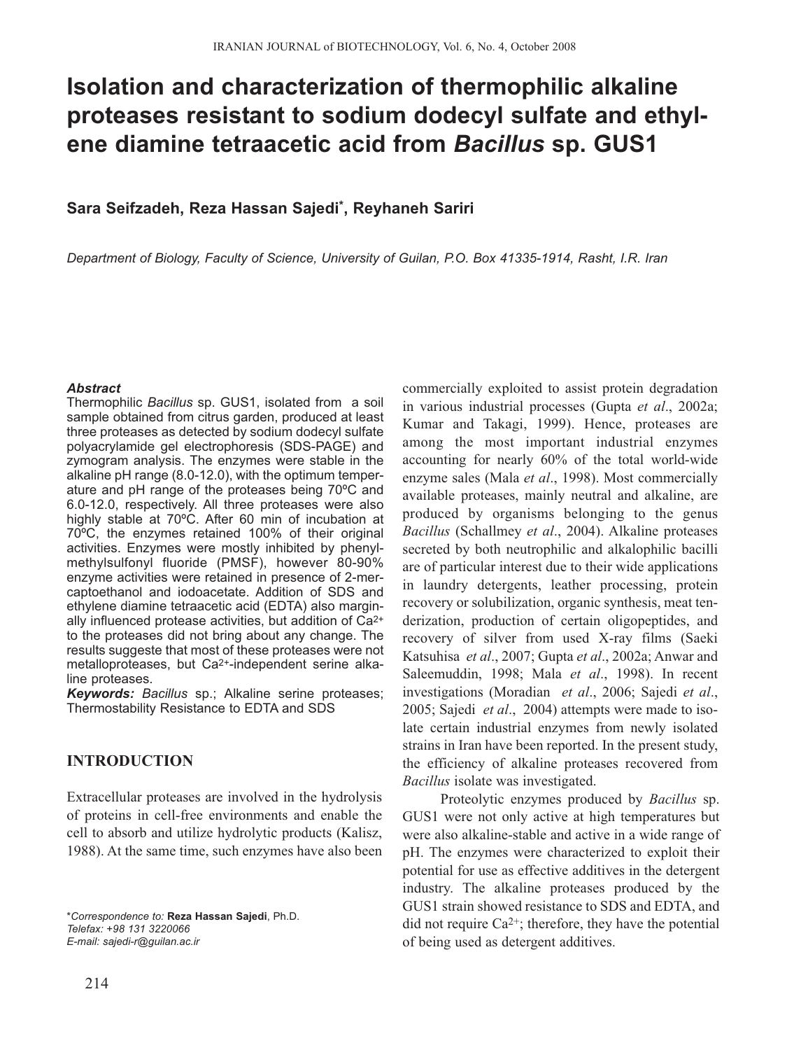# Isolation and characterization of thermophilic alkaline proteases resistant to sodium dodecyl sulfate and ethylene diamine tetraacetic acid from *Bacillus* sp. GUS1

**Sara Seifzadeh, Reza Hassan Sajedi*, Reyhaneh Sariri**

*Department of Biology, Faculty of Science, University of Guilan, P.O. Box 41335-1914, Rasht, I.R. Iran*

***Abstract***

Thermophilic *Bacillus* sp. GUS1, isolated from a soil sample obtained from citrus garden, produced at least three proteases as detected by sodium dodecyl sulfate polyacrylamide gel electrophoresis (SDS-PAGE) and zymogram analysis. The enzymes were stable in the alkaline pH range (8.0-12.0), with the optimum temperature and pH range of the proteases being 70ºC and 6.0-12.0, respectively. All three proteases were also highly stable at 70ºC. After 60 min of incubation at 70ºC, the enzymes retained 100% of their original activities. Enzymes were mostly inhibited by phenylmethylsulfonyl fluoride (PMSF), however 80-90% enzyme activities were retained in presence of 2-mercaptoethanol and iodoacetate. Addition of SDS and ethylene diamine tetraacetic acid (EDTA) also marginally influenced protease activities, but addition of $Ca^{2+}$ to the proteases did not bring about any change. The results suggeste that most of these proteases were not metalloproteases, but $Ca^{2+}$-independent serine alkaline proteases.

***Keywords:*** *Bacillus* sp.; Alkaline serine proteases; Thermostability Resistance to EDTA and SDS

## INTRODUCTION

Extracellular proteases are involved in the hydrolysis of proteins in cell-free environments and enable the cell to absorb and utilize hydrolytic products (Kalisz, 1988). At the same time, such enzymes have also been commercially exploited to assist protein degradation in various industrial processes (Gupta *et al*., 2002a; Kumar and Takagi, 1999). Hence, proteases are among the most important industrial enzymes accounting for nearly 60% of the total world-wide enzyme sales (Mala *et al*., 1998). Most commercially available proteases, mainly neutral and alkaline, are produced by organisms belonging to the genus *Bacillus* (Schallmey *et al*., 2004). Alkaline proteases secreted by both neutrophilic and alkalophilic bacilli are of particular interest due to their wide applications in laundry detergents, leather processing, protein recovery or solubilization, organic synthesis, meat tenderization, production of certain oligopeptides, and recovery of silver from used X-ray films (Saeki Katsuhisa *et al*., 2007; Gupta *et al*., 2002a; Anwar and Saleemuddin, 1998; Mala *et al*., 1998). In recent investigations (Moradian *et al*., 2006; Sajedi *et al*., 2005; Sajedi *et al*., 2004) attempts were made to isolate certain industrial enzymes from newly isolated strains in Iran have been reported. In the present study, the efficiency of alkaline proteases recovered from *Bacillus* isolate was investigated.

Proteolytic enzymes produced by *Bacillus* sp. GUS1 were not only active at high temperatures but were also alkaline-stable and active in a wide range of pH. The enzymes were characterized to exploit their potential for use as effective additives in the detergent industry. The alkaline proteases produced by the GUS1 strain showed resistance to SDS and EDTA, and did not require $Ca^{2+}$; therefore, they have the potential of being used as detergent additives.

*\*Correspondence to:* **Reza Hassan Sajedi**, Ph.D.
*Telefax: +98 131 3220066*
*E-mail: sajedi-r@guilan.ac.ir*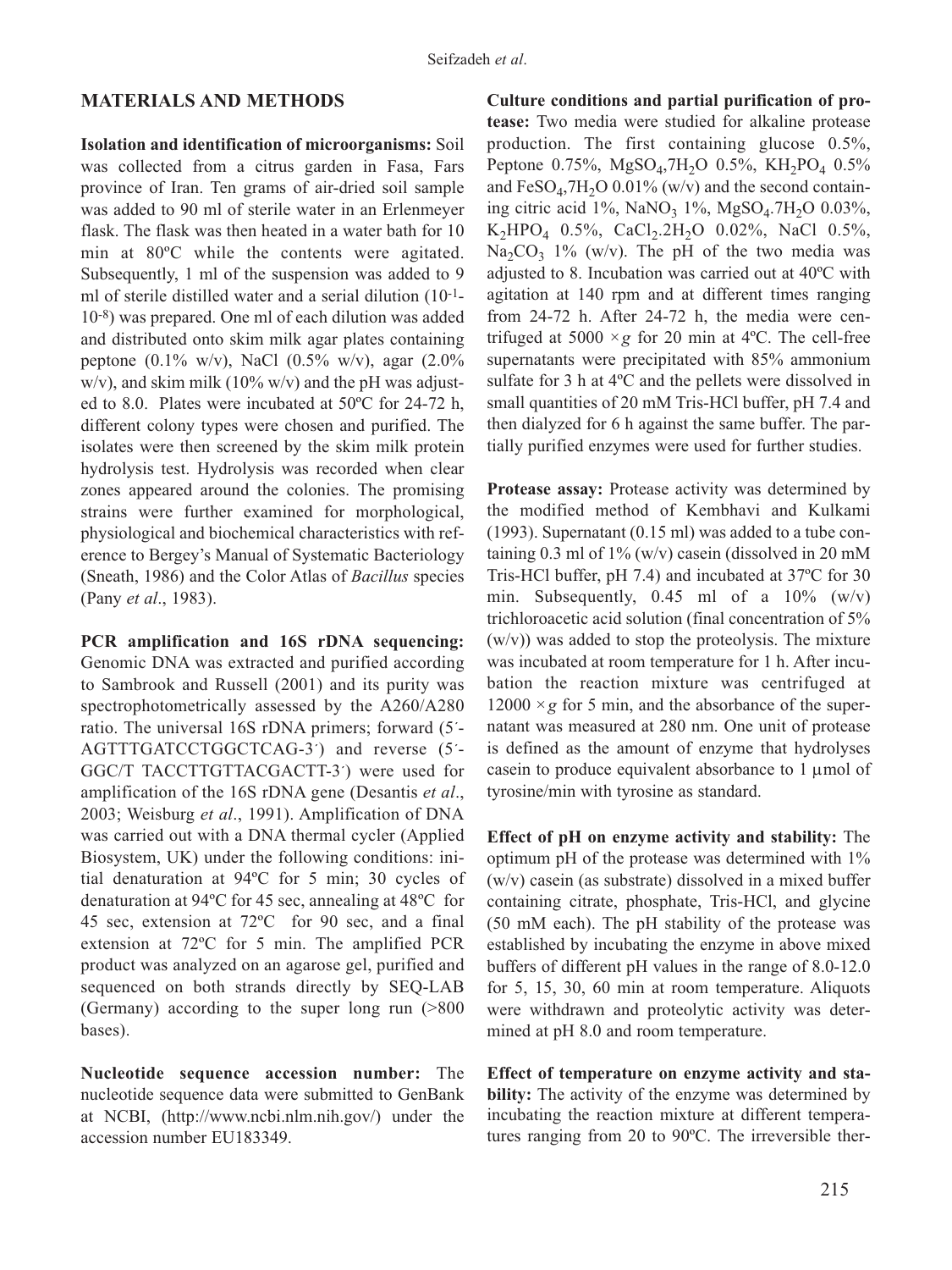## MATERIALS AND METHODS

**Isolation and identification of microorganisms:** Soil was collected from a citrus garden in Fasa, Fars province of Iran. Ten grams of air-dried soil sample was added to 90 ml of sterile water in an Erlenmeyer flask. The flask was then heated in a water bath for 10 min at 80ºC while the contents were agitated. Subsequently, 1 ml of the suspension was added to 9 ml of sterile distilled water and a serial dilution ($10^{-1}$-$10^{-8}$) was prepared. One ml of each dilution was added and distributed onto skim milk agar plates containing peptone (0.1% w/v), NaCl (0.5% w/v), agar (2.0% w/v), and skim milk (10% w/v) and the pH was adjusted to 8.0. Plates were incubated at 50ºC for 24-72 h, different colony types were chosen and purified. The isolates were then screened by the skim milk protein hydrolysis test. Hydrolysis was recorded when clear zones appeared around the colonies. The promising strains were further examined for morphological, physiological and biochemical characteristics with reference to Bergey's Manual of Systematic Bacteriology (Sneath, 1986) and the Color Atlas of *Bacillus* species (Pany *et al*., 1983).

**PCR amplification and 16S rDNA sequencing:** Genomic DNA was extracted and purified according to Sambrook and Russell (2001) and its purity was spectrophotometrically assessed by the A260/A280 ratio. The universal 16S rDNA primers; forward (5´-AGTTTGATCCTGGCTCAG-3´) and reverse (5´-GGC/T TACCTTGTTACGACTT-3´) were used for amplification of the 16S rDNA gene (Desantis *et al*., 2003; Weisburg *et al*., 1991). Amplification of DNA was carried out with a DNA thermal cycler (Applied Biosystem, UK) under the following conditions: initial denaturation at 94ºC for 5 min; 30 cycles of denaturation at 94ºC for 45 sec, annealing at 48ºC for 45 sec, extension at 72ºC for 90 sec, and a final extension at 72ºC for 5 min. The amplified PCR product was analyzed on an agarose gel, purified and sequenced on both strands directly by SEQ-LAB (Germany) according to the super long run (>800 bases).

**Nucleotide sequence accession number:** The nucleotide sequence data were submitted to GenBank at NCBI, (http://www.ncbi.nlm.nih.gov/) under the accession number EU183349.

**Culture conditions and partial purification of protease:** Two media were studied for alkaline protease production. The first containing glucose 0.5%, Peptone 0.75%, $MgSO_4$,$7H_2O$ 0.5%, $KH_2PO_4$ 0.5% and $FeSO_4$,$7H_2O$ 0.01% (w/v) and the second containing citric acid 1%, $NaNO_3$ 1%, $MgSO_4.7H_2O$ 0.03%, $K_2HPO_4$ 0.5%, $CaCl_2.2H_2O$ 0.02%, NaCl 0.5%, $Na_2CO_3$ 1% (w/v). The pH of the two media was adjusted to 8. Incubation was carried out at 40ºC with agitation at 140 rpm and at different times ranging from 24-72 h. After 24-72 h, the media were centrifuged at 5000 $\times g$ for 20 min at 4ºC. The cell-free supernatants were precipitated with 85% ammonium sulfate for 3 h at 4ºC and the pellets were dissolved in small quantities of 20 mM Tris-HCl buffer, pH 7.4 and then dialyzed for 6 h against the same buffer. The partially purified enzymes were used for further studies.

**Protease assay:** Protease activity was determined by the modified method of Kembhavi and Kulkami (1993). Supernatant (0.15 ml) was added to a tube containing 0.3 ml of 1% (w/v) casein (dissolved in 20 mM Tris-HCl buffer, pH 7.4) and incubated at 37ºC for 30 min. Subsequently, 0.45 ml of a 10% (w/v) trichloroacetic acid solution (final concentration of 5% (w/v)) was added to stop the proteolysis. The mixture was incubated at room temperature for 1 h. After incubation the reaction mixture was centrifuged at 12000 $\times g$ for 5 min, and the absorbance of the supernatant was measured at 280 nm. One unit of protease is defined as the amount of enzyme that hydrolyses casein to produce equivalent absorbance to 1 µmol of tyrosine/min with tyrosine as standard.

**Effect of pH on enzyme activity and stability:** The optimum pH of the protease was determined with 1% (w/v) casein (as substrate) dissolved in a mixed buffer containing citrate, phosphate, Tris-HCl, and glycine (50 mM each). The pH stability of the protease was established by incubating the enzyme in above mixed buffers of different pH values in the range of 8.0-12.0 for 5, 15, 30, 60 min at room temperature. Aliquots were withdrawn and proteolytic activity was determined at pH 8.0 and room temperature.

**Effect of temperature on enzyme activity and stability:** The activity of the enzyme was determined by incubating the reaction mixture at different temperatures ranging from 20 to 90ºC. The irreversible ther-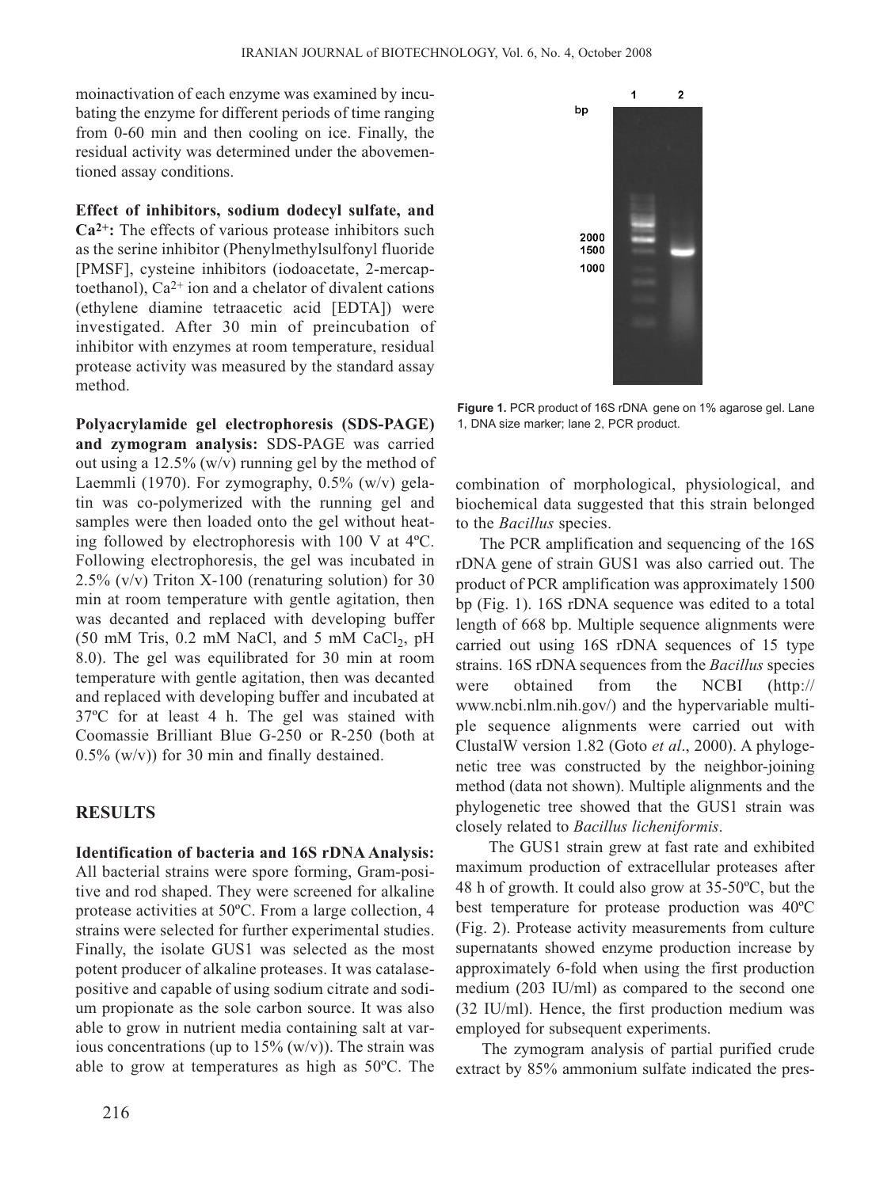moinactivation of each enzyme was examined by incubating the enzyme for different periods of time ranging from 0-60 min and then cooling on ice. Finally, the residual activity was determined under the abovementioned assay conditions.

**Effect of inhibitors, sodium dodecyl sulfate, and $Ca^{2+}$:** The effects of various protease inhibitors such as the serine inhibitor (Phenylmethylsulfonyl fluoride [PMSF], cysteine inhibitors (iodoacetate, 2-mercaptoethanol), $Ca^{2+}$ ion and a chelator of divalent cations (ethylene diamine tetraacetic acid [EDTA]) were investigated. After 30 min of preincubation of inhibitor with enzymes at room temperature, residual protease activity was measured by the standard assay method.

**Polyacrylamide gel electrophoresis (SDS-PAGE) and zymogram analysis:** SDS-PAGE was carried out using a 12.5% (w/v) running gel by the method of Laemmli (1970). For zymography, 0.5% (w/v) gelatin was co-polymerized with the running gel and samples were then loaded onto the gel without heating followed by electrophoresis with 100 V at 4ºC. Following electrophoresis, the gel was incubated in 2.5% (v/v) Triton X-100 (renaturing solution) for 30 min at room temperature with gentle agitation, then was decanted and replaced with developing buffer (50 mM Tris, 0.2 mM NaCl, and 5 mM $CaCl_2$, pH 8.0). The gel was equilibrated for 30 min at room temperature with gentle agitation, then was decanted and replaced with developing buffer and incubated at 37ºC for at least 4 h. The gel was stained with Coomassie Brilliant Blue G-250 or R-250 (both at 0.5% (w/v)) for 30 min and finally destained.

## RESULTS

**Identification of bacteria and 16S rDNA Analysis:** All bacterial strains were spore forming, Gram-positive and rod shaped. They were screened for alkaline protease activities at 50ºC. From a large collection, 4 strains were selected for further experimental studies. Finally, the isolate GUS1 was selected as the most potent producer of alkaline proteases. It was catalase-positive and capable of using sodium citrate and sodium propionate as the sole carbon source. It was also able to grow in nutrient media containing salt at various concentrations (up to 15% (w/v)). The strain was able to grow at temperatures as high as 50ºC. The combination of morphological, physiological, and biochemical data suggested that this strain belonged to the *Bacillus* species.

**Figure 1.** PCR product of 16S rDNA gene on 1% agarose gel. Lane 1, DNA size marker; lane 2, PCR product.

The PCR amplification and sequencing of the 16S rDNA gene of strain GUS1 was also carried out. The product of PCR amplification was approximately 1500 bp (Fig. 1). 16S rDNA sequence was edited to a total length of 668 bp. Multiple sequence alignments were carried out using 16S rDNA sequences of 15 type strains. 16S rDNA sequences from the *Bacillus* species were obtained from the NCBI (http://www.ncbi.nlm.nih.gov/) and the hypervariable multiple sequence alignments were carried out with ClustalW version 1.82 (Goto *et al*., 2000). A phylogenetic tree was constructed by the neighbor-joining method (data not shown). Multiple alignments and the phylogenetic tree showed that the GUS1 strain was closely related to *Bacillus licheniformis*.

The GUS1 strain grew at fast rate and exhibited maximum production of extracellular proteases after 48 h of growth. It could also grow at 35-50ºC, but the best temperature for protease production was 40ºC (Fig. 2). Protease activity measurements from culture supernatants showed enzyme production increase by approximately 6-fold when using the first production medium (203 IU/ml) as compared to the second one (32 IU/ml). Hence, the first production medium was employed for subsequent experiments.

The zymogram analysis of partial purified crude extract by 85% ammonium sulfate indicated the pres-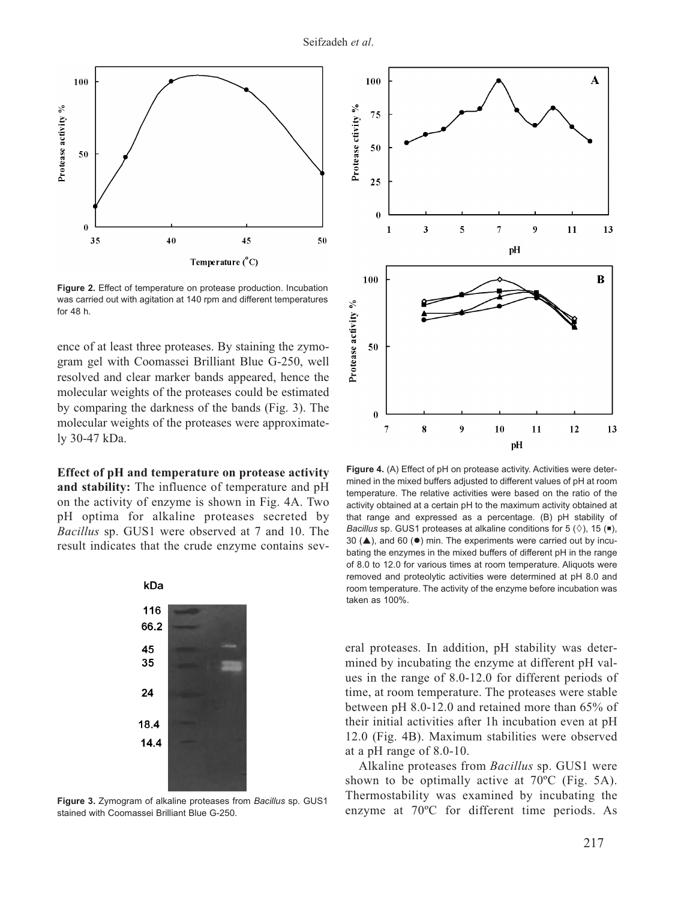ence of at least three proteases. By staining the zymogram gel with Coomassei Brilliant Blue G-250, well resolved and clear marker bands appeared, hence the molecular weights of the proteases could be estimated by comparing the darkness of the bands (Fig. 3). The molecular weights of the proteases were approximately 30-47 kDa.

**Figure 2.** Effect of temperature on protease production. Incubation was carried out with agitation at 140 rpm and different temperatures for 48 h.

**Effect of pH and temperature on protease activity and stability:** The influence of temperature and pH on the activity of enzyme is shown in Fig. 4A. Two pH optima for alkaline proteases secreted by *Bacillus* sp. GUS1 were observed at 7 and 10. The result indicates that the crude enzyme contains several proteases. In addition, pH stability was determined by incubating the enzyme at different pH values in the range of 8.0-12.0 for different periods of time, at room temperature. The proteases were stable between pH 8.0-12.0 and retained more than 65% of their initial activities after 1h incubation even at pH 12.0 (Fig. 4B). Maximum stabilities were observed at a pH range of 8.0-10.

**Figure 3.** Zymogram of alkaline proteases from *Bacillus* sp. GUS1 stained with Coomassei Brilliant Blue G-250.

**Figure 4.** (A) Effect of pH on protease activity. Activities were determined in the mixed buffers adjusted to different values of pH at room temperature. The relative activities were based on the ratio of the activity obtained at a certain pH to the maximum activity obtained at that range and expressed as a percentage. (B) pH stability of *Bacillus* sp. GUS1 proteases at alkaline conditions for 5 (◊), 15 (■), 30 (▲), and 60 (●) min. The experiments were carried out by incubating the enzymes in the mixed buffers of different pH in the range of 8.0 to 12.0 for various times at room temperature. Aliquots were removed and proteolytic activities were determined at pH 8.0 and room temperature. The activity of the enzyme before incubation was taken as 100%.

Alkaline proteases from *Bacillus* sp. GUS1 were shown to be optimally active at 70ºC (Fig. 5A). Thermostability was examined by incubating the enzyme at 70ºC for different time periods. As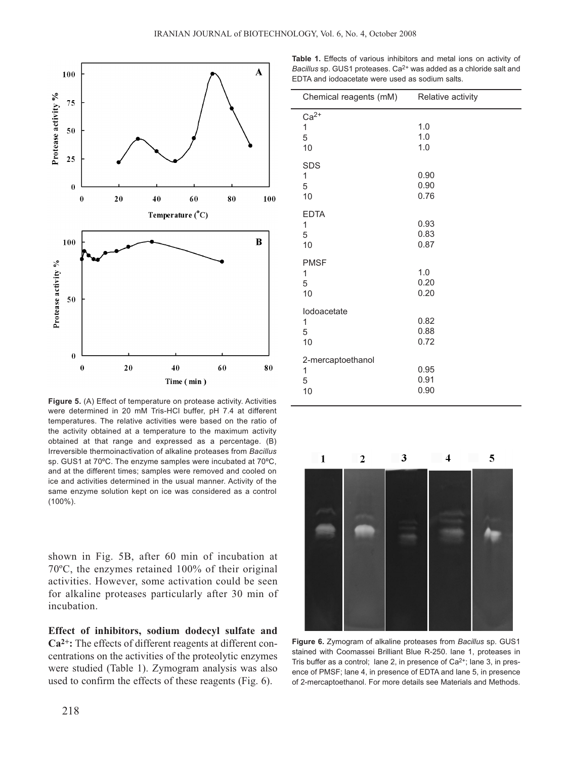Figure 5. (A) Effect of temperature on protease activity. Activities were determined in 20 mM Tris-HCl buffer, pH 7.4 at different temperatures. The relative activities were based on the ratio of the activity obtained at a temperature to the maximum activity obtained at that range and expressed as a percentage. (B) Irreversible thermoinactivation of alkaline proteases from *Bacillus* sp. GUS1 at 70ºC. The enzyme samples were incubated at 70ºC, and at the different times; samples were removed and cooled on ice and activities determined in the usual manner. Activity of the same enzyme solution kept on ice was considered as a control (100%).

shown in Fig. 5B, after 60 min of incubation at 70ºC, the enzymes retained 100% of their original activities. However, some activation could be seen for alkaline proteases particularly after 30 min of incubation.

**Effect of inhibitors, sodium dodecyl sulfate and $Ca^{2+}$:** The effects of different reagents at different concentrations on the activities of the proteolytic enzymes were studied (Table 1). Zymogram analysis was also used to confirm the effects of these reagents (Fig. 6).

**Table 1.** Effects of various inhibitors and metal ions on activity of *Bacillus* sp. GUS1 proteases. $Ca^{2+}$ was added as a chloride salt and EDTA and iodoacetate were used as sodium salts.

| Chemical reagents (mM) | Relative activity |
|---|---|
| $Ca^{2+}$ | |
| 1 | 1.0 |
| 5 | 1.0 |
| 10 | 1.0 |
| SDS | |
| 1 | 0.90 |
| 5 | 0.90 |
| 10 | 0.76 |
| EDTA | |
| 1 | 0.93 |
| 5 | 0.83 |
| 10 | 0.87 |
| PMSF | |
| 1 | 1.0 |
| 5 | 0.20 |
| 10 | 0.20 |
| Iodoacetate | |
| 1 | 0.82 |
| 5 | 0.88 |
| 10 | 0.72 |
| 2-mercaptoethanol | |
| 1 | 0.95 |
| 5 | 0.91 |
| 10 | 0.90 |

Figure 6. Zymogram of alkaline proteases from *Bacillus* sp. GUS1 stained with Coomassei Brilliant Blue R-250. lane 1, proteases in Tris buffer as a control; lane 2, in presence of $Ca^{2+}$; lane 3, in presence of PMSF; lane 4, in presence of EDTA and lane 5, in presence of 2-mercaptoethanol. For more details see Materials and Methods.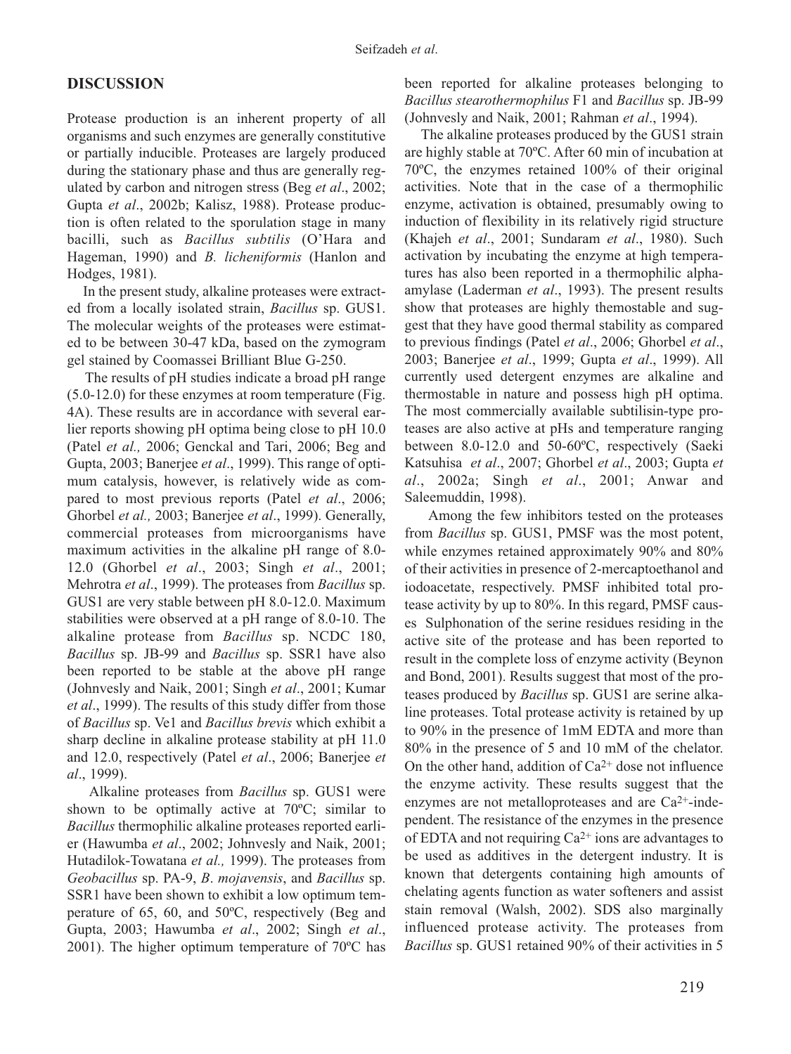## DISCUSSION

Protease production is an inherent property of all organisms and such enzymes are generally constitutive or partially inducible. Proteases are largely produced during the stationary phase and thus are generally regulated by carbon and nitrogen stress (Beg *et al*., 2002; Gupta *et al*., 2002b; Kalisz, 1988). Protease production is often related to the sporulation stage in many bacilli, such as *Bacillus subtilis* (O'Hara and Hageman, 1990) and *B. licheniformis* (Hanlon and Hodges, 1981).

In the present study, alkaline proteases were extracted from a locally isolated strain, *Bacillus* sp. GUS1. The molecular weights of the proteases were estimated to be between 30-47 kDa, based on the zymogram gel stained by Coomassei Brilliant Blue G-250.

The results of pH studies indicate a broad pH range (5.0-12.0) for these enzymes at room temperature (Fig. 4A). These results are in accordance with several earlier reports showing pH optima being close to pH 10.0 (Patel *et al.,* 2006; Genckal and Tari, 2006; Beg and Gupta, 2003; Banerjee *et al*., 1999). This range of optimum catalysis, however, is relatively wide as compared to most previous reports (Patel *et al*., 2006; Ghorbel *et al.,* 2003; Banerjee *et al*., 1999). Generally, commercial proteases from microorganisms have maximum activities in the alkaline pH range of 8.0-12.0 (Ghorbel *et al*., 2003; Singh *et al*., 2001; Mehrotra *et al*., 1999). The proteases from *Bacillus* sp. GUS1 are very stable between pH 8.0-12.0. Maximum stabilities were observed at a pH range of 8.0-10. The alkaline protease from *Bacillus* sp. NCDC 180, *Bacillus* sp. JB-99 and *Bacillus* sp. SSR1 have also been reported to be stable at the above pH range (Johnvesly and Naik, 2001; Singh *et al*., 2001; Kumar *et al*., 1999). The results of this study differ from those of *Bacillus* sp. Ve1 and *Bacillus brevis* which exhibit a sharp decline in alkaline protease stability at pH 11.0 and 12.0, respectively (Patel *et al*., 2006; Banerjee *et al*., 1999).

Alkaline proteases from *Bacillus* sp. GUS1 were shown to be optimally active at 70ºC; similar to *Bacillus* thermophilic alkaline proteases reported earlier (Hawumba *et al*., 2002; Johnvesly and Naik, 2001; Hutadilok-Towatana *et al.,* 1999). The proteases from *Geobacillus* sp. PA-9, *B*. *mojavensis*, and *Bacillus* sp. SSR1 have been shown to exhibit a low optimum temperature of 65, 60, and 50ºC, respectively (Beg and Gupta, 2003; Hawumba *et al*., 2002; Singh *et al*., 2001). The higher optimum temperature of 70ºC has been reported for alkaline proteases belonging to *Bacillus stearothermophilus* F1 and *Bacillus* sp. JB-99 (Johnvesly and Naik, 2001; Rahman *et al*., 1994).

The alkaline proteases produced by the GUS1 strain are highly stable at 70ºC. After 60 min of incubation at 70ºC, the enzymes retained 100% of their original activities. Note that in the case of a thermophilic enzyme, activation is obtained, presumably owing to induction of flexibility in its relatively rigid structure (Khajeh *et al*., 2001; Sundaram *et al*., 1980). Such activation by incubating the enzyme at high temperatures has also been reported in a thermophilic alpha-amylase (Laderman *et al*., 1993). The present results show that proteases are highly themostable and suggest that they have good thermal stability as compared to previous findings (Patel *et al*., 2006; Ghorbel *et al*., 2003; Banerjee *et al*., 1999; Gupta *et al*., 1999). All currently used detergent enzymes are alkaline and thermostable in nature and possess high pH optima. The most commercially available subtilisin-type proteases are also active at pHs and temperature ranging between 8.0-12.0 and 50-60ºC, respectively (Saeki Katsuhisa *et al*., 2007; Ghorbel *et al*., 2003; Gupta *et al*., 2002a; Singh *et al*., 2001; Anwar and Saleemuddin, 1998).

Among the few inhibitors tested on the proteases from *Bacillus* sp. GUS1, PMSF was the most potent, while enzymes retained approximately 90% and 80% of their activities in presence of 2-mercaptoethanol and iodoacetate, respectively. PMSF inhibited total protease activity by up to 80%. In this regard, PMSF causes Sulphonation of the serine residues residing in the active site of the protease and has been reported to result in the complete loss of enzyme activity (Beynon and Bond, 2001). Results suggest that most of the proteases produced by *Bacillus* sp. GUS1 are serine alkaline proteases. Total protease activity is retained by up to 90% in the presence of 1mM EDTA and more than 80% in the presence of 5 and 10 mM of the chelator. On the other hand, addition of $Ca^{2+}$ dose not influence the enzyme activity. These results suggest that the enzymes are not metalloproteases and are $Ca^{2+}$-independent. The resistance of the enzymes in the presence of EDTA and not requiring $Ca^{2+}$ ions are advantages to be used as additives in the detergent industry. It is known that detergents containing high amounts of chelating agents function as water softeners and assist stain removal (Walsh, 2002). SDS also marginally influenced protease activity. The proteases from *Bacillus* sp. GUS1 retained 90% of their activities in 5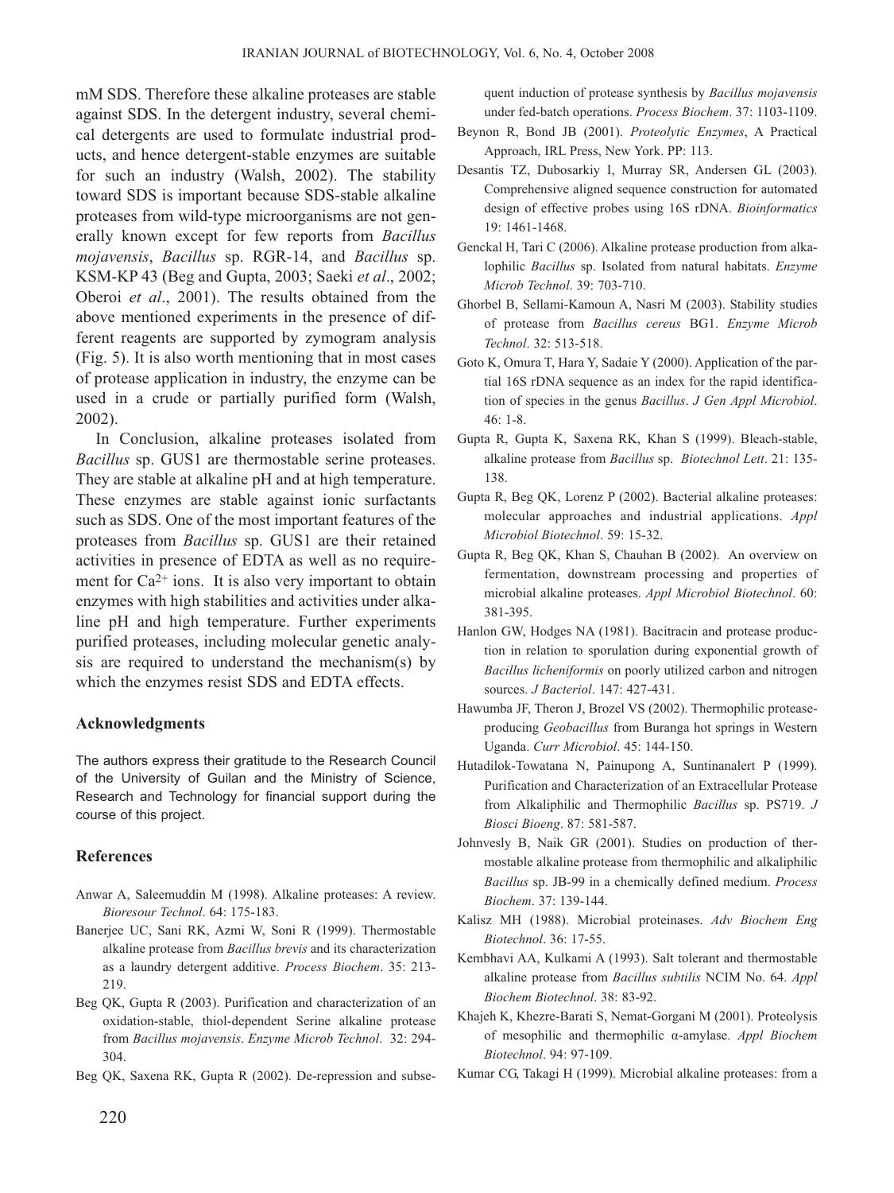mM SDS. Therefore these alkaline proteases are stable against SDS. In the detergent industry, several chemical detergents are used to formulate industrial products, and hence detergent-stable enzymes are suitable for such an industry (Walsh, 2002). The stability toward SDS is important because SDS-stable alkaline proteases from wild-type microorganisms are not generally known except for few reports from *Bacillus mojavensis*, *Bacillus* sp. RGR-14, and *Bacillus* sp. KSM-KP 43 (Beg and Gupta, 2003; Saeki *et al*., 2002; Oberoi *et al*., 2001). The results obtained from the above mentioned experiments in the presence of different reagents are supported by zymogram analysis (Fig. 5). It is also worth mentioning that in most cases of protease application in industry, the enzyme can be used in a crude or partially purified form (Walsh, 2002).

In Conclusion, alkaline proteases isolated from *Bacillus* sp. GUS1 are thermostable serine proteases. They are stable at alkaline pH and at high temperature. These enzymes are stable against ionic surfactants such as SDS. One of the most important features of the proteases from *Bacillus* sp. GUS1 are their retained activities in presence of EDTA as well as no requirement for $Ca^{2+}$ ions. It is also very important to obtain enzymes with high stabilities and activities under alkaline pH and high temperature. Further experiments purified proteases, including molecular genetic analysis are required to understand the mechanism(s) by which the enzymes resist SDS and EDTA effects.

## Acknowledgments

The authors express their gratitude to the Research Council of the University of Guilan and the Ministry of Science, Research and Technology for financial support during the course of this project.

## References

Anwar A, Saleemuddin M (1998). Alkaline proteases: A review. *Bioresour Technol*. 64: 175-183.

Banerjee UC, Sani RK, Azmi W, Soni R (1999). Thermostable alkaline protease from *Bacillus brevis* and its characterization as a laundry detergent additive. *Process Biochem*. 35: 213-219.

Beg QK, Gupta R (2003). Purification and characterization of an oxidation-stable, thiol-dependent Serine alkaline protease from *Bacillus mojavensis*. *Enzyme Microb Technol*. 32: 294-304.

Beg QK, Saxena RK, Gupta R (2002). De-repression and subsequent induction of protease synthesis by *Bacillus mojavensis* under fed-batch operations. *Process Biochem*. 37: 1103-1109.

Beynon R, Bond JB (2001). *Proteolytic Enzymes*, A Practical Approach, IRL Press, New York. PP: 113.

Desantis TZ, Dubosarkiy I, Murray SR, Andersen GL (2003). Comprehensive aligned sequence construction for automated design of effective probes using 16S rDNA. *Bioinformatics* 19: 1461-1468.

Genckal H, Tari C (2006). Alkaline protease production from alkalophilic *Bacillus* sp. Isolated from natural habitats. *Enzyme Microb Technol*. 39: 703-710.

Ghorbel B, Sellami-Kamoun A, Nasri M (2003). Stability studies of protease from *Bacillus cereus* BG1. *Enzyme Microb Technol*. 32: 513-518.

Goto K, Omura T, Hara Y, Sadaie Y (2000). Application of the partial 16S rDNA sequence as an index for the rapid identification of species in the genus *Bacillus*. *J Gen Appl Microbiol*. 46: 1-8.

Gupta R, Gupta K, Saxena RK, Khan S (1999). Bleach-stable, alkaline protease from *Bacillus* sp. *Biotechnol Lett*. 21: 135-138.

Gupta R, Beg QK, Lorenz P (2002). Bacterial alkaline proteases: molecular approaches and industrial applications. *Appl Microbiol Biotechnol*. 59: 15-32.

Gupta R, Beg QK, Khan S, Chauhan B (2002). An overview on fermentation, downstream processing and properties of microbial alkaline proteases. *Appl Microbiol Biotechnol*. 60: 381-395.

Hanlon GW, Hodges NA (1981). Bacitracin and protease production in relation to sporulation during exponential growth of *Bacillus licheniformis* on poorly utilized carbon and nitrogen sources. *J Bacteriol*. 147: 427-431.

Hawumba JF, Theron J, Brozel VS (2002). Thermophilic protease-producing *Geobacillus* from Buranga hot springs in Western Uganda. *Curr Microbiol*. 45: 144-150.

Hutadilok-Towatana N, Painupong A, Suntinanalert P (1999). Purification and Characterization of an Extracellular Protease from Alkaliphilic and Thermophilic *Bacillus* sp. PS719. *J Biosci Bioeng*. 87: 581-587.

Johnvesly B, Naik GR (2001). Studies on production of thermostable alkaline protease from thermophilic and alkaliphilic *Bacillus* sp. JB-99 in a chemically defined medium. *Process Biochem*. 37: 139-144.

Kalisz MH (1988). Microbial proteinases. *Adv Biochem Eng Biotechnol*. 36: 17-55.

Kembhavi AA, Kulkami A (1993). Salt tolerant and thermostable alkaline protease from *Bacillus subtilis* NCIM No. 64. *Appl Biochem Biotechnol*. 38: 83-92.

Khajeh K, Khezre-Barati S, Nemat-Gorgani M (2001). Proteolysis of mesophilic and thermophilic α-amylase. *Appl Biochem Biotechnol*. 94: 97-109.

Kumar CG, Takagi H (1999). Microbial alkaline proteases: from a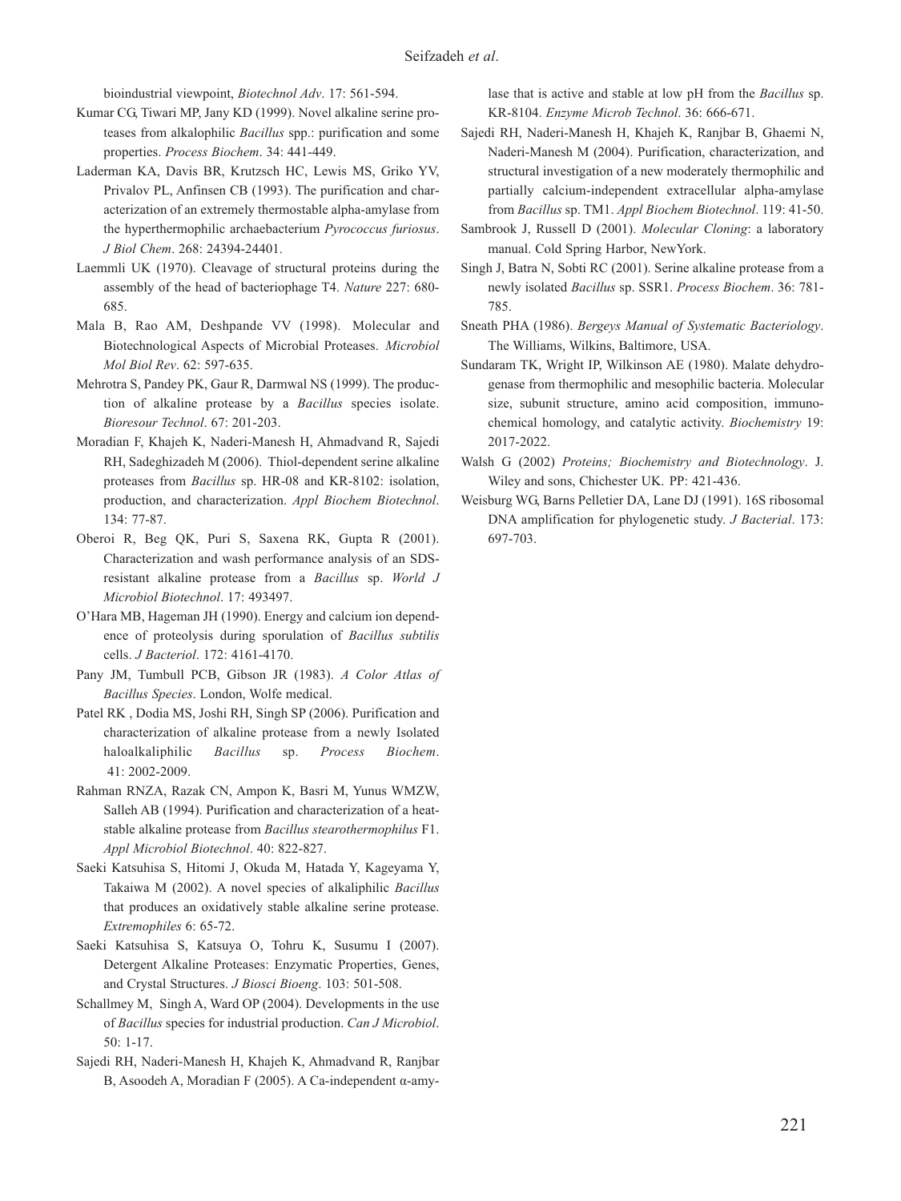bioindustrial viewpoint, *Biotechnol Adv*. 17: 561-594.

Kumar CG, Tiwari MP, Jany KD (1999). Novel alkaline serine proteases from alkalophilic *Bacillus* spp.: purification and some properties. *Process Biochem*. 34: 441-449.

Laderman KA, Davis BR, Krutzsch HC, Lewis MS, Griko YV, Privalov PL, Anfinsen CB (1993). The purification and characterization of an extremely thermostable alpha-amylase from the hyperthermophilic archaebacterium *Pyrococcus furiosus*. *J Biol Chem*. 268: 24394-24401.

Laemmli UK (1970). Cleavage of structural proteins during the assembly of the head of bacteriophage T4. *Nature* 227: 680-685.

Mala B, Rao AM, Deshpande VV (1998). Molecular and Biotechnological Aspects of Microbial Proteases. *Microbiol Mol Biol Rev*. 62: 597-635.

Mehrotra S, Pandey PK, Gaur R, Darmwal NS (1999). The production of alkaline protease by a *Bacillus* species isolate. *Bioresour Technol*. 67: 201-203.

Moradian F, Khajeh K, Naderi-Manesh H, Ahmadvand R, Sajedi RH, Sadeghizadeh M (2006). Thiol-dependent serine alkaline proteases from *Bacillus* sp. HR-08 and KR-8102: isolation, production, and characterization. *Appl Biochem Biotechnol*. 134: 77-87.

Oberoi R, Beg QK, Puri S, Saxena RK, Gupta R (2001). Characterization and wash performance analysis of an SDS-resistant alkaline protease from a *Bacillus* sp. *World J Microbiol Biotechnol*. 17: 493497.

O'Hara MB, Hageman JH (1990). Energy and calcium ion dependence of proteolysis during sporulation of *Bacillus subtilis* cells. *J Bacteriol*. 172: 4161-4170.

Pany JM, Tumbull PCB, Gibson JR (1983). *A Color Atlas of Bacillus Species*. London, Wolfe medical.

Patel RK , Dodia MS, Joshi RH, Singh SP (2006). Purification and characterization of alkaline protease from a newly Isolated haloalkaliphilic *Bacillus* sp. *Process Biochem*. 41: 2002-2009.

Rahman RNZA, Razak CN, Ampon K, Basri M, Yunus WMZW, Salleh AB (1994). Purification and characterization of a heat-stable alkaline protease from *Bacillus stearothermophilus* F1. *Appl Microbiol Biotechnol*. 40: 822-827.

Saeki Katsuhisa S, Hitomi J, Okuda M, Hatada Y, Kageyama Y, Takaiwa M (2002). A novel species of alkaliphilic *Bacillus* that produces an oxidatively stable alkaline serine protease. *Extremophiles* 6: 65-72.

Saeki Katsuhisa S, Katsuya O, Tohru K, Susumu I (2007). Detergent Alkaline Proteases: Enzymatic Properties, Genes, and Crystal Structures. *J Biosci Bioeng*. 103: 501-508.

Schallmey M, Singh A, Ward OP (2004). Developments in the use of *Bacillus* species for industrial production. *Can J Microbiol*. 50: 1-17.

Sajedi RH, Naderi-Manesh H, Khajeh K, Ahmadvand R, Ranjbar B, Asoodeh A, Moradian F (2005). A Ca-independent α-amylase that is active and stable at low pH from the *Bacillus* sp. KR-8104. *Enzyme Microb Technol*. 36: 666-671.

Sajedi RH, Naderi-Manesh H, Khajeh K, Ranjbar B, Ghaemi N, Naderi-Manesh M (2004). Purification, characterization, and structural investigation of a new moderately thermophilic and partially calcium-independent extracellular alpha-amylase from *Bacillus* sp. TM1. *Appl Biochem Biotechnol*. 119: 41-50.

Sambrook J, Russell D (2001). *Molecular Cloning*: a laboratory manual. Cold Spring Harbor, NewYork.

Singh J, Batra N, Sobti RC (2001). Serine alkaline protease from a newly isolated *Bacillus* sp. SSR1. *Process Biochem*. 36: 781-785.

Sneath PHA (1986). *Bergeys Manual of Systematic Bacteriology*. The Williams, Wilkins, Baltimore, USA.

Sundaram TK, Wright IP, Wilkinson AE (1980). Malate dehydrogenase from thermophilic and mesophilic bacteria. Molecular size, subunit structure, amino acid composition, immunochemical homology, and catalytic activity. *Biochemistry* 19: 2017-2022.

Walsh G (2002) *Proteins; Biochemistry and Biotechnology*. J. Wiley and sons, Chichester UK. PP: 421-436.

Weisburg WG, Barns Pelletier DA, Lane DJ (1991). 16S ribosomal DNA amplification for phylogenetic study. *J Bacterial*. 173: 697-703.